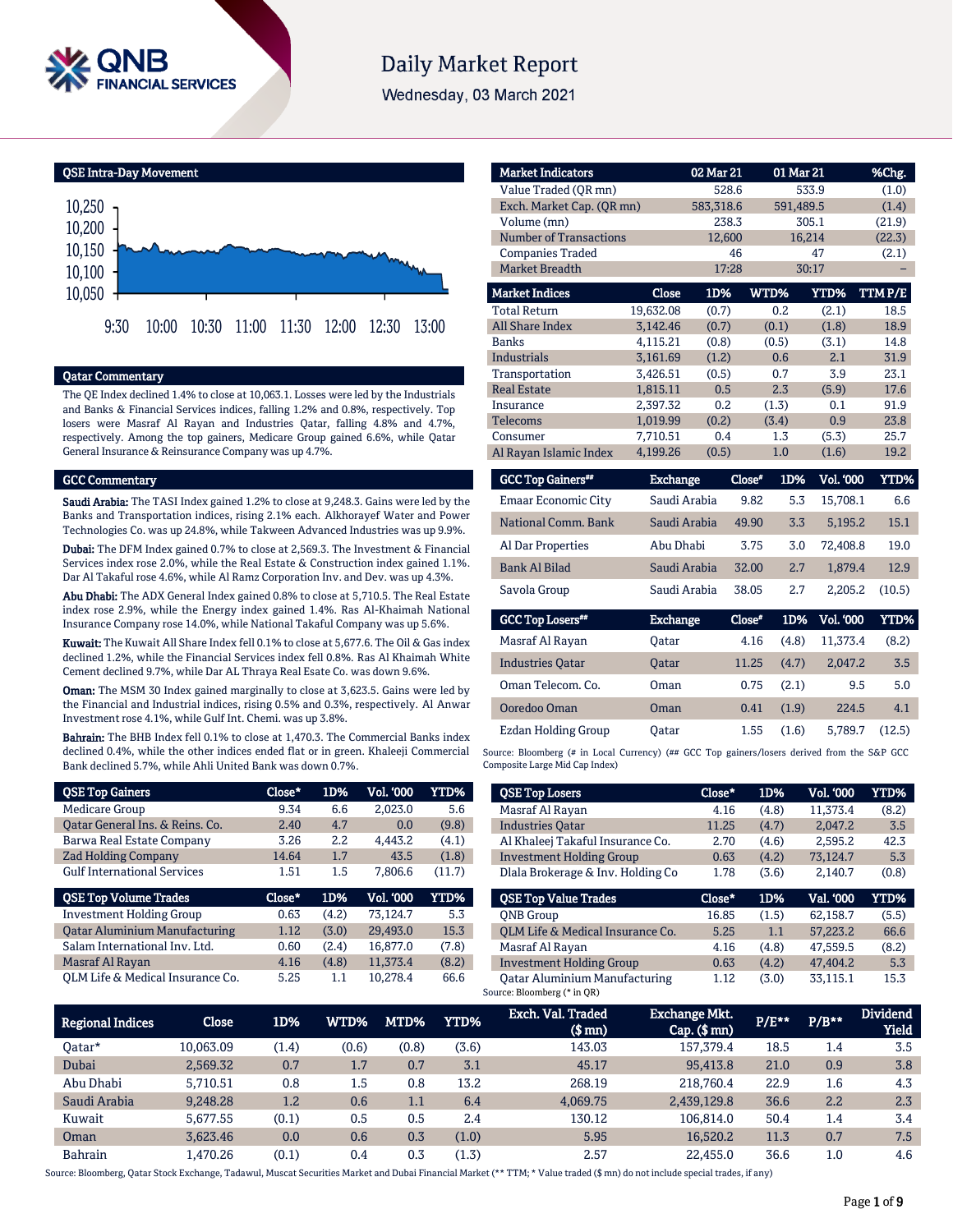# Daily Market Report

Wednesday, 03 March 2021

## QSE Intra-Day Movement

## Qatar Commentary

The QE Index declined 1.4% to close at 10,063.1. Losses were led by the Industrials and Banks & Financial Services indices, falling 1.2% and 0.8%, respectively. Top losers were Masraf Al Rayan and Industries Qatar, falling 4.8% and 4.7%, respectively. Among the top gainers, Medicare Group gained 6.6%, while Qatar General Insurance & Reinsurance Company was up 4.7%.

## GCC Commentary

**Saudi Arabia:** The TASI Index gained 1.2% to close at 9,248.3. Gains were led by the Banks and Transportation indices, rising 2.1% each. Alkhorayef Water and Power Technologies Co. was up 24.8%, while Takween Advanced Industries was up 9.9%.

**Dubai:** The DFM Index gained 0.7% to close at 2,569.3. The Investment & Financial Services index rose 2.0%, while the Real Estate & Construction index gained 1.1%. Dar Al Takaful rose 4.6%, while Al Ramz Corporation Inv. and Dev. was up 4.3%.

**Abu Dhabi:** The ADX General Index gained 0.8% to close at 5,710.5. The Real Estate index rose 2.9%, while the Energy index gained 1.4%. Ras Al-Khaimah National Insurance Company rose 14.0%, while National Takaful Company was up 5.6%.

**Kuwait:** The Kuwait All Share Index fell 0.1% to close at 5,677.6. The Oil & Gas index declined 1.2%, while the Financial Services index fell 0.8%. Ras Al Khaimah White Cement declined 9.7%, while Dar AL Thraya Real Esate Co. was down 9.6%.

**Oman:** The MSM 30 Index gained marginally to close at 3,623.5. Gains were led by the Financial and Industrial indices, rising 0.5% and 0.3%, respectively. Al Anwar Investment rose 4.1%, while Gulf Int. Chemi. was up 3.8%.

**Bahrain:** The BHB Index fell 0.1% to close at 1,470.3. The Commercial Banks index declined 0.4%, while the other indices ended flat or in green. Khaleeji Commercial Bank declined 5.7%, while Ahli United Bank was down 0.7%.

| QSE Top Gainers | Close* | 1D% | Vol. '000 | YTD% |
|---|---|---|---|---|
| Medicare Group | 9.34 | 6.6 | 2,023.0 | 5.6 |
| Qatar General Ins. & Reins. Co. | 2.40 | 4.7 | 0.0 | (9.8) |
| Barwa Real Estate Company | 3.26 | 2.2 | 4,443.2 | (4.1) |
| Zad Holding Company | 14.64 | 1.7 | 43.5 | (1.8) |
| Gulf International Services | 1.51 | 1.5 | 7,806.6 | (11.7) |

| QSE Top Volume Trades | Close* | 1D% | Vol. '000 | YTD% |
|---|---|---|---|---|
| Investment Holding Group | 0.63 | (4.2) | 73,124.7 | 5.3 |
| Qatar Aluminium Manufacturing | 1.12 | (3.0) | 29,493.0 | 15.3 |
| Salam International Inv. Ltd. | 0.60 | (2.4) | 16,877.0 | (7.8) |
| Masraf Al Rayan | 4.16 | (4.8) | 11,373.4 | (8.2) |
| QLM Life & Medical Insurance Co. | 5.25 | 1.1 | 10,278.4 | 66.6 |

| Market Indicators | 02 Mar 21 | 01 Mar 21 | %Chg. |
|---|---|---|---|
| Value Traded (QR mn) | 528.6 | 533.9 | (1.0) |
| Exch. Market Cap. (QR mn) | 583,318.6 | 591,489.5 | (1.4) |
| Volume (mn) | 238.3 | 305.1 | (21.9) |
| Number of Transactions | 12,600 | 16,214 | (22.3) |
| Companies Traded | 46 | 47 | (2.1) |
| Market Breadth | 17:28 | 30:17 | – |

| Market Indices | Close | 1D% | WTD% | YTD% | TTM P/E |
|---|---|---|---|---|---|
| Total Return | 19,632.08 | (0.7) | 0.2 | (2.1) | 18.5 |
| All Share Index | 3,142.46 | (0.7) | (0.1) | (1.8) | 18.9 |
| Banks | 4,115.21 | (0.8) | (0.5) | (3.1) | 14.8 |
| Industrials | 3,161.69 | (1.2) | 0.6 | 2.1 | 31.9 |
| Transportation | 3,426.51 | (0.5) | 0.7 | 3.9 | 23.1 |
| Real Estate | 1,815.11 | 0.5 | 2.3 | (5.9) | 17.6 |
| Insurance | 2,397.32 | 0.2 | (1.3) | 0.1 | 91.9 |
| Telecoms | 1,019.99 | (0.2) | (3.4) | 0.9 | 23.8 |
| Consumer | 7,710.51 | 0.4 | 1.3 | (5.3) | 25.7 |
| Al Rayan Islamic Index | 4,199.26 | (0.5) | 1.0 | (1.6) | 19.2 |

| GCC Top Gainers## | Exchange | Close# | 1D% | Vol. '000 | YTD% |
|---|---|---|---|---|---|
| Emaar Economic City | Saudi Arabia | 9.82 | 5.3 | 15,708.1 | 6.6 |
| National Comm. Bank | Saudi Arabia | 49.90 | 3.3 | 5,195.2 | 15.1 |
| Al Dar Properties | Abu Dhabi | 3.75 | 3.0 | 72,408.8 | 19.0 |
| Bank Al Bilad | Saudi Arabia | 32.00 | 2.7 | 1,879.4 | 12.9 |
| Savola Group | Saudi Arabia | 38.05 | 2.7 | 2,205.2 | (10.5) |

| GCC Top Losers## | Exchange | Close# | 1D% | Vol. '000 | YTD% |
|---|---|---|---|---|---|
| Masraf Al Rayan | Qatar | 4.16 | (4.8) | 11,373.4 | (8.2) |
| Industries Qatar | Qatar | 11.25 | (4.7) | 2,047.2 | 3.5 |
| Oman Telecom. Co. | Oman | 0.75 | (2.1) | 9.5 | 5.0 |
| Ooredoo Oman | Oman | 0.41 | (1.9) | 224.5 | 4.1 |
| Ezdan Holding Group | Qatar | 1.55 | (1.6) | 5,789.7 | (12.5) |

Source: Bloomberg (# in Local Currency) (## GCC Top gainers/losers derived from the S&P GCC Composite Large Mid Cap Index)

| QSE Top Losers | Close* | 1D% | Vol. '000 | YTD% |
|---|---|---|---|---|
| Masraf Al Rayan | 4.16 | (4.8) | 11,373.4 | (8.2) |
| Industries Qatar | 11.25 | (4.7) | 2,047.2 | 3.5 |
| Al Khaleej Takaful Insurance Co. | 2.70 | (4.6) | 2,595.2 | 42.3 |
| Investment Holding Group | 0.63 | (4.2) | 73,124.7 | 5.3 |
| Dlala Brokerage & Inv. Holding Co | 1.78 | (3.6) | 2,140.7 | (0.8) |

| QSE Top Value Trades | Close* | 1D% | Val. '000 | YTD% |
|---|---|---|---|---|
| QNB Group | 16.85 | (1.5) | 62,158.7 | (5.5) |
| QLM Life & Medical Insurance Co. | 5.25 | 1.1 | 57,223.2 | 66.6 |
| Masraf Al Rayan | 4.16 | (4.8) | 47,559.5 | (8.2) |
| Investment Holding Group | 0.63 | (4.2) | 47,404.2 | 5.3 |
| Qatar Aluminium Manufacturing | 1.12 | (3.0) | 33,115.1 | 15.3 |

Source: Bloomberg (* in QR)

| Regional Indices | Close | 1D% | WTD% | MTD% | YTD% | Exch. Val. Traded ($ mn) | Exchange Mkt. Cap. ($ mn) | P/E** | P/B** | Dividend Yield |
|---|---|---|---|---|---|---|---|---|---|---|
| Qatar* | 10,063.09 | (1.4) | (0.6) | (0.8) | (3.6) | 143.03 | 157,379.4 | 18.5 | 1.4 | 3.5 |
| Dubai | 2,569.32 | 0.7 | 1.7 | 0.7 | 3.1 | 45.17 | 95,413.8 | 21.0 | 0.9 | 3.8 |
| Abu Dhabi | 5,710.51 | 0.8 | 1.5 | 0.8 | 13.2 | 268.19 | 218,760.4 | 22.9 | 1.6 | 4.3 |
| Saudi Arabia | 9,248.28 | 1.2 | 0.6 | 1.1 | 6.4 | 4,069.75 | 2,439,129.8 | 36.6 | 2.2 | 2.3 |
| Kuwait | 5,677.55 | (0.1) | 0.5 | 0.5 | 2.4 | 130.12 | 106,814.0 | 50.4 | 1.4 | 3.4 |
| Oman | 3,623.46 | 0.0 | 0.6 | 0.3 | (1.0) | 5.95 | 16,520.2 | 11.3 | 0.7 | 7.5 |
| Bahrain | 1,470.26 | (0.1) | 0.4 | 0.3 | (1.3) | 2.57 | 22,455.0 | 36.6 | 1.0 | 4.6 |

Source: Bloomberg, Qatar Stock Exchange, Tadawul, Muscat Securities Market and Dubai Financial Market (** TTM; * Value traded ($ mn) do not include special trades, if any)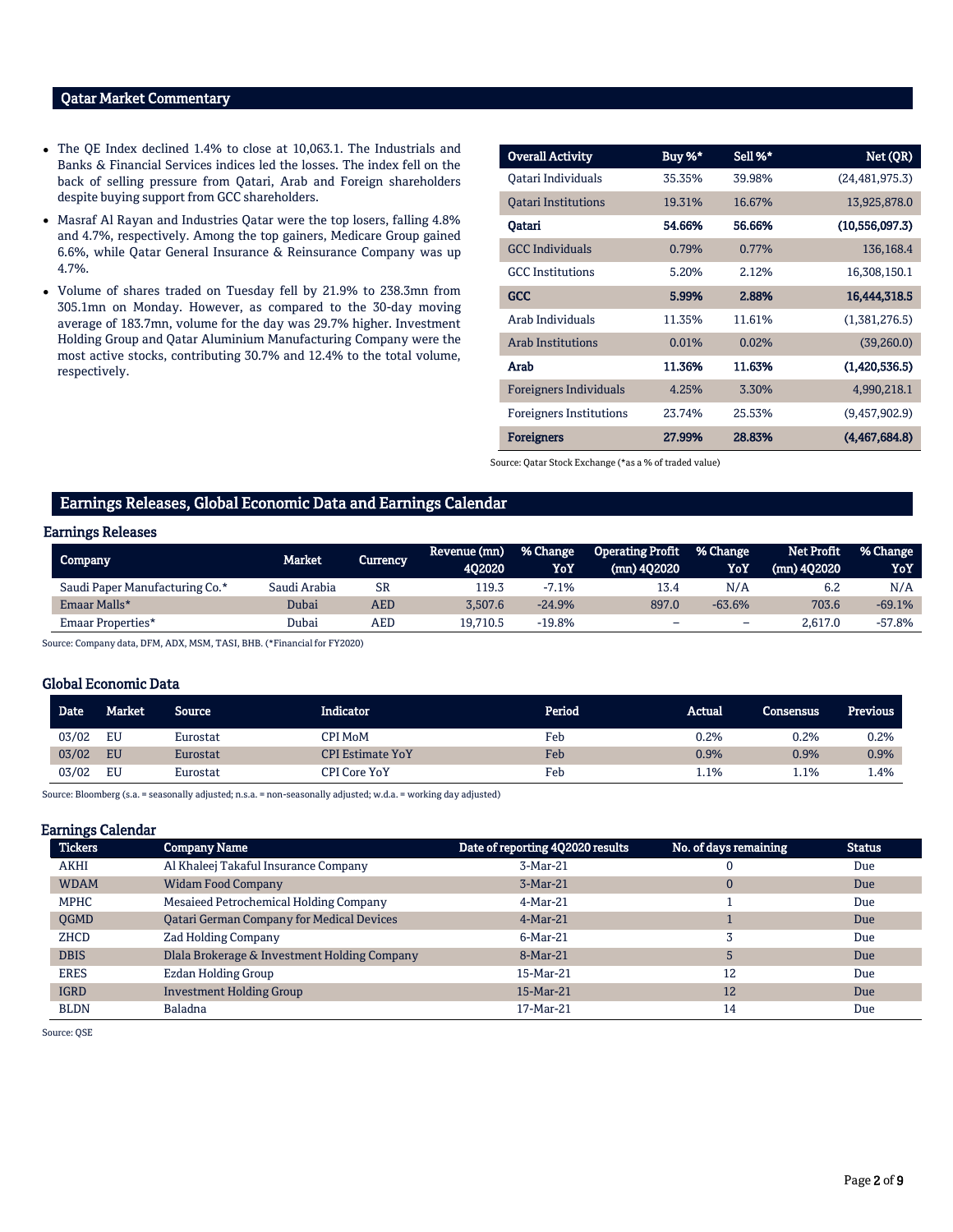## Qatar Market Commentary

- The QE Index declined 1.4% to close at 10,063.1. The Industrials and Banks & Financial Services indices led the losses. The index fell on the back of selling pressure from Qatari, Arab and Foreign shareholders despite buying support from GCC shareholders.
- Masraf Al Rayan and Industries Qatar were the top losers, falling 4.8% and 4.7%, respectively. Among the top gainers, Medicare Group gained 6.6%, while Qatar General Insurance & Reinsurance Company was up 4.7%.
- Volume of shares traded on Tuesday fell by 21.9% to 238.3mn from 305.1mn on Monday. However, as compared to the 30-day moving average of 183.7mn, volume for the day was 29.7% higher. Investment Holding Group and Qatar Aluminium Manufacturing Company were the most active stocks, contributing 30.7% and 12.4% to the total volume, respectively.

| Overall Activity | Buy %* | Sell %* | Net (QR) |
|---|---|---|---|
| Qatari Individuals | 35.35% | 39.98% | (24,481,975.3) |
| Qatari Institutions | 19.31% | 16.67% | 13,925,878.0 |
| **Qatari** | **54.66%** | **56.66%** | **(10,556,097.3)** |
| GCC Individuals | 0.79% | 0.77% | 136,168.4 |
| GCC Institutions | 5.20% | 2.12% | 16,308,150.1 |
| **GCC** | **5.99%** | **2.88%** | **16,444,318.5** |
| Arab Individuals | 11.35% | 11.61% | (1,381,276.5) |
| Arab Institutions | 0.01% | 0.02% | (39,260.0) |
| **Arab** | **11.36%** | **11.63%** | **(1,420,536.5)** |
| Foreigners Individuals | 4.25% | 3.30% | 4,990,218.1 |
| Foreigners Institutions | 23.74% | 25.53% | (9,457,902.9) |
| **Foreigners** | **27.99%** | **28.83%** | **(4,467,684.8)** |

Source: Qatar Stock Exchange (*as a % of traded value)

## Earnings Releases, Global Economic Data and Earnings Calendar

### Earnings Releases

| Company | Market | Currency | Revenue (mn) 4Q2020 | % Change YoY | Operating Profit (mn) 4Q2020 | % Change YoY | Net Profit (mn) 4Q2020 | % Change YoY |
|---|---|---|---|---|---|---|---|---|
| Saudi Paper Manufacturing Co.* | Saudi Arabia | SR | 119.3 | -7.1% | 13.4 | N/A | 6.2 | N/A |
| Emaar Malls* | Dubai | AED | 3,507.6 | -24.9% | 897.0 | -63.6% | 703.6 | -69.1% |
| Emaar Properties* | Dubai | AED | 19,710.5 | -19.8% | – | – | 2,617.0 | -57.8% |

Source: Company data, DFM, ADX, MSM, TASI, BHB. (*Financial for FY2020)

### Global Economic Data

| Date | Market | Source | Indicator | Period | Actual | Consensus | Previous |
|---|---|---|---|---|---|---|---|
| 03/02 | EU | Eurostat | CPI MoM | Feb | 0.2% | 0.2% | 0.2% |
| 03/02 | EU | Eurostat | CPI Estimate YoY | Feb | 0.9% | 0.9% | 0.9% |
| 03/02 | EU | Eurostat | CPI Core YoY | Feb | 1.1% | 1.1% | 1.4% |

Source: Bloomberg (s.a. = seasonally adjusted; n.s.a. = non-seasonally adjusted; w.d.a. = working day adjusted)

### Earnings Calendar

| Tickers | Company Name | Date of reporting 4Q2020 results | No. of days remaining | Status |
|---|---|---|---|---|
| AKHI | Al Khaleej Takaful Insurance Company | 3-Mar-21 | 0 | Due |
| WDAM | Widam Food Company | 3-Mar-21 | 0 | Due |
| MPHC | Mesaieed Petrochemical Holding Company | 4-Mar-21 | 1 | Due |
| QGMD | Qatari German Company for Medical Devices | 4-Mar-21 | 1 | Due |
| ZHCD | Zad Holding Company | 6-Mar-21 | 3 | Due |
| DBIS | Dlala Brokerage & Investment Holding Company | 8-Mar-21 | 5 | Due |
| ERES | Ezdan Holding Group | 15-Mar-21 | 12 | Due |
| IGRD | Investment Holding Group | 15-Mar-21 | 12 | Due |
| BLDN | Baladna | 17-Mar-21 | 14 | Due |

Source: QSE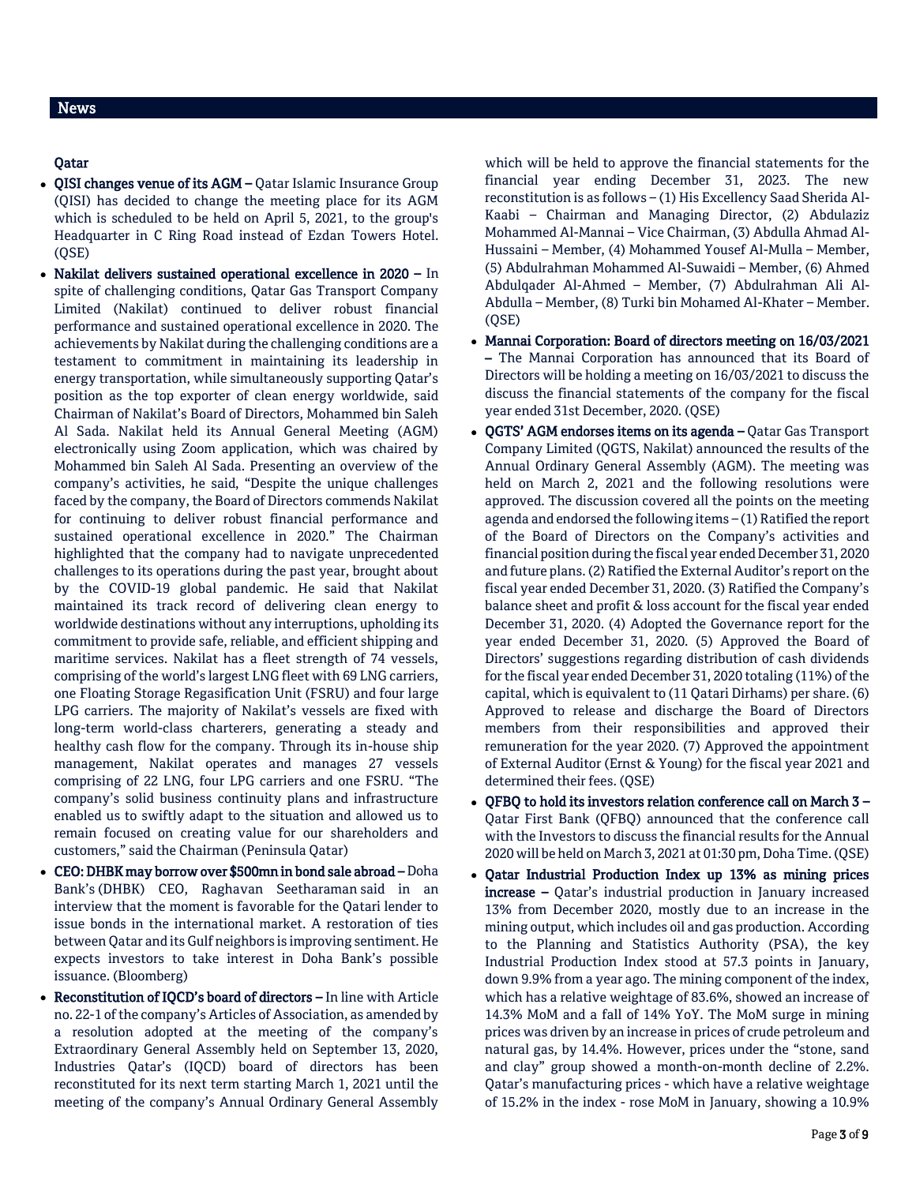## News

### Qatar

- **QISI changes venue of its AGM –** Qatar Islamic Insurance Group (QISI) has decided to change the meeting place for its AGM which is scheduled to be held on April 5, 2021, to the group's Headquarter in C Ring Road instead of Ezdan Towers Hotel. (QSE)
- **Nakilat delivers sustained operational excellence in 2020 –** In spite of challenging conditions, Qatar Gas Transport Company Limited (Nakilat) continued to deliver robust financial performance and sustained operational excellence in 2020. The achievements by Nakilat during the challenging conditions are a testament to commitment in maintaining its leadership in energy transportation, while simultaneously supporting Qatar's position as the top exporter of clean energy worldwide, said Chairman of Nakilat's Board of Directors, Mohammed bin Saleh Al Sada. Nakilat held its Annual General Meeting (AGM) electronically using Zoom application, which was chaired by Mohammed bin Saleh Al Sada. Presenting an overview of the company's activities, he said, "Despite the unique challenges faced by the company, the Board of Directors commends Nakilat for continuing to deliver robust financial performance and sustained operational excellence in 2020." The Chairman highlighted that the company had to navigate unprecedented challenges to its operations during the past year, brought about by the COVID-19 global pandemic. He said that Nakilat maintained its track record of delivering clean energy to worldwide destinations without any interruptions, upholding its commitment to provide safe, reliable, and efficient shipping and maritime services. Nakilat has a fleet strength of 74 vessels, comprising of the world's largest LNG fleet with 69 LNG carriers, one Floating Storage Regasification Unit (FSRU) and four large LPG carriers. The majority of Nakilat's vessels are fixed with long-term world-class charterers, generating a steady and healthy cash flow for the company. Through its in-house ship management, Nakilat operates and manages 27 vessels comprising of 22 LNG, four LPG carriers and one FSRU. "The company's solid business continuity plans and infrastructure enabled us to swiftly adapt to the situation and allowed us to remain focused on creating value for our shareholders and customers," said the Chairman (Peninsula Qatar)
- **CEO: DHBK may borrow over $500mn in bond sale abroad –** Doha Bank's (DHBK) CEO, Raghavan Seetharaman said in an interview that the moment is favorable for the Qatari lender to issue bonds in the international market. A restoration of ties between Qatar and its Gulf neighbors is improving sentiment. He expects investors to take interest in Doha Bank's possible issuance. (Bloomberg)
- **Reconstitution of IQCD's board of directors –** In line with Article no. 22-1 of the company's Articles of Association, as amended by a resolution adopted at the meeting of the company's Extraordinary General Assembly held on September 13, 2020, Industries Qatar's (IQCD) board of directors has been reconstituted for its next term starting March 1, 2021 until the meeting of the company's Annual Ordinary General Assembly which will be held to approve the financial statements for the financial year ending December 31, 2023. The new reconstitution is as follows – (1) His Excellency Saad Sherida Al-Kaabi – Chairman and Managing Director, (2) Abdulaziz Mohammed Al-Mannai – Vice Chairman, (3) Abdulla Ahmad Al-Hussaini – Member, (4) Mohammed Yousef Al-Mulla – Member, (5) Abdulrahman Mohammed Al-Suwaidi – Member, (6) Ahmed Abdulqader Al-Ahmed – Member, (7) Abdulrahman Ali Al-Abdulla – Member, (8) Turki bin Mohamed Al-Khater – Member. (QSE)
- **Mannai Corporation: Board of directors meeting on 16/03/2021 –** The Mannai Corporation has announced that its Board of Directors will be holding a meeting on 16/03/2021 to discuss the discuss the financial statements of the company for the fiscal year ended 31st December, 2020. (QSE)
- **QGTS' AGM endorses items on its agenda –** Qatar Gas Transport Company Limited (QGTS, Nakilat) announced the results of the Annual Ordinary General Assembly (AGM). The meeting was held on March 2, 2021 and the following resolutions were approved. The discussion covered all the points on the meeting agenda and endorsed the following items – (1) Ratified the report of the Board of Directors on the Company's activities and financial position during the fiscal year ended December 31, 2020 and future plans. (2) Ratified the External Auditor's report on the fiscal year ended December 31, 2020. (3) Ratified the Company's balance sheet and profit & loss account for the fiscal year ended December 31, 2020. (4) Adopted the Governance report for the year ended December 31, 2020. (5) Approved the Board of Directors' suggestions regarding distribution of cash dividends for the fiscal year ended December 31, 2020 totaling (11%) of the capital, which is equivalent to (11 Qatari Dirhams) per share. (6) Approved to release and discharge the Board of Directors members from their responsibilities and approved their remuneration for the year 2020. (7) Approved the appointment of External Auditor (Ernst & Young) for the fiscal year 2021 and determined their fees. (QSE)
- **QFBQ to hold its investors relation conference call on March 3 –** Qatar First Bank (QFBQ) announced that the conference call with the Investors to discuss the financial results for the Annual 2020 will be held on March 3, 2021 at 01:30 pm, Doha Time. (QSE)
- **Qatar Industrial Production Index up 13% as mining prices increase –** Qatar's industrial production in January increased 13% from December 2020, mostly due to an increase in the mining output, which includes oil and gas production. According to the Planning and Statistics Authority (PSA), the key Industrial Production Index stood at 57.3 points in January, down 9.9% from a year ago. The mining component of the index, which has a relative weightage of 83.6%, showed an increase of 14.3% MoM and a fall of 14% YoY. The MoM surge in mining prices was driven by an increase in prices of crude petroleum and natural gas, by 14.4%. However, prices under the "stone, sand and clay" group showed a month-on-month decline of 2.2%. Qatar's manufacturing prices - which have a relative weightage of 15.2% in the index - rose MoM in January, showing a 10.9%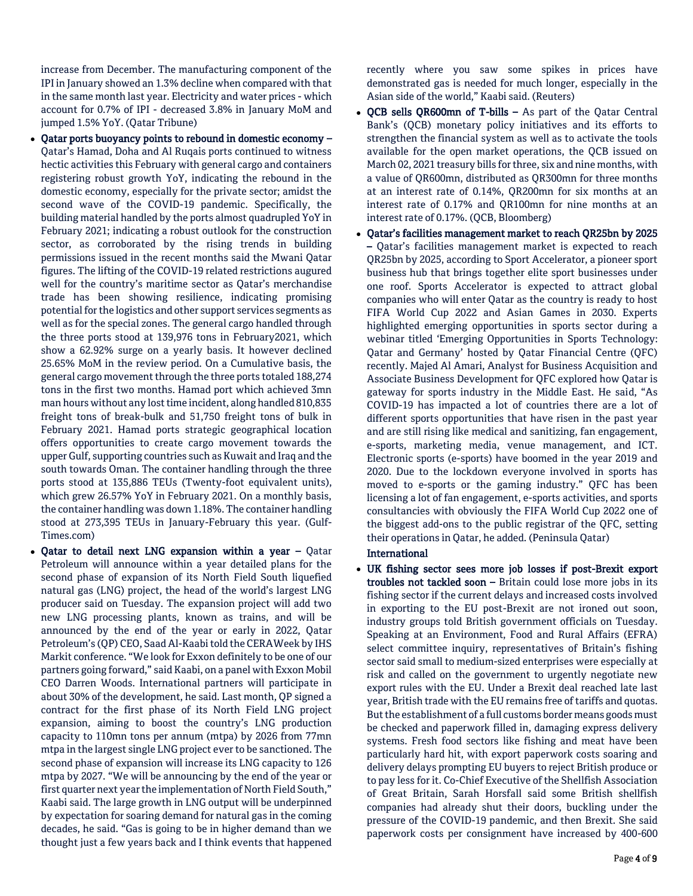increase from December. The manufacturing component of the IPI in January showed an 1.3% decline when compared with that in the same month last year. Electricity and water prices - which account for 0.7% of IPI - decreased 3.8% in January MoM and jumped 1.5% YoY. (Qatar Tribune)

- **Qatar ports buoyancy points to rebound in domestic economy –** Qatar's Hamad, Doha and Al Ruqais ports continued to witness hectic activities this February with general cargo and containers registering robust growth YoY, indicating the rebound in the domestic economy, especially for the private sector; amidst the second wave of the COVID-19 pandemic. Specifically, the building material handled by the ports almost quadrupled YoY in February 2021; indicating a robust outlook for the construction sector, as corroborated by the rising trends in building permissions issued in the recent months said the Mwani Qatar figures. The lifting of the COVID-19 related restrictions augured well for the country's maritime sector as Qatar's merchandise trade has been showing resilience, indicating promising potential for the logistics and other support services segments as well as for the special zones. The general cargo handled through the three ports stood at 139,976 tons in February2021, which show a 62.92% surge on a yearly basis. It however declined 25.65% MoM in the review period. On a Cumulative basis, the general cargo movement through the three ports totaled 188,274 tons in the first two months. Hamad port which achieved 3mn man hours without any lost time incident, along handled 810,835 freight tons of break-bulk and 51,750 freight tons of bulk in February 2021. Hamad ports strategic geographical location offers opportunities to create cargo movement towards the upper Gulf, supporting countries such as Kuwait and Iraq and the south towards Oman. The container handling through the three ports stood at 135,886 TEUs (Twenty-foot equivalent units), which grew 26.57% YoY in February 2021. On a monthly basis, the container handling was down 1.18%. The container handling stood at 273,395 TEUs in January-February this year. (Gulf-Times.com)
- **Qatar to detail next LNG expansion within a year –** Qatar Petroleum will announce within a year detailed plans for the second phase of expansion of its North Field South liquefied natural gas (LNG) project, the head of the world's largest LNG producer said on Tuesday. The expansion project will add two new LNG processing plants, known as trains, and will be announced by the end of the year or early in 2022, Qatar Petroleum's (QP) CEO, Saad Al-Kaabi told the CERAWeek by IHS Markit conference. "We look for Exxon definitely to be one of our partners going forward," said Kaabi, on a panel with Exxon Mobil CEO Darren Woods. International partners will participate in about 30% of the development, he said. Last month, QP signed a contract for the first phase of its North Field LNG project expansion, aiming to boost the country's LNG production capacity to 110mn tons per annum (mtpa) by 2026 from 77mn mtpa in the largest single LNG project ever to be sanctioned. The second phase of expansion will increase its LNG capacity to 126 mtpa by 2027. "We will be announcing by the end of the year or first quarter next year the implementation of North Field South," Kaabi said. The large growth in LNG output will be underpinned by expectation for soaring demand for natural gas in the coming decades, he said. "Gas is going to be in higher demand than we thought just a few years back and I think events that happened recently where you saw some spikes in prices have demonstrated gas is needed for much longer, especially in the Asian side of the world," Kaabi said. (Reuters)
- **QCB sells QR600mn of T-bills –** As part of the Qatar Central Bank's (QCB) monetary policy initiatives and its efforts to strengthen the financial system as well as to activate the tools available for the open market operations, the QCB issued on March 02, 2021 treasury bills for three, six and nine months, with a value of QR600mn, distributed as QR300mn for three months at an interest rate of 0.14%, QR200mn for six months at an interest rate of 0.17% and QR100mn for nine months at an interest rate of 0.17%. (QCB, Bloomberg)
- **Qatar's facilities management market to reach QR25bn by 2025 –** Qatar's facilities management market is expected to reach QR25bn by 2025, according to Sport Accelerator, a pioneer sport business hub that brings together elite sport businesses under one roof. Sports Accelerator is expected to attract global companies who will enter Qatar as the country is ready to host FIFA World Cup 2022 and Asian Games in 2030. Experts highlighted emerging opportunities in sports sector during a webinar titled 'Emerging Opportunities in Sports Technology: Qatar and Germany' hosted by Qatar Financial Centre (QFC) recently. Majed Al Amari, Analyst for Business Acquisition and Associate Business Development for QFC explored how Qatar is gateway for sports industry in the Middle East. He said, "As COVID-19 has impacted a lot of countries there are a lot of different sports opportunities that have risen in the past year and are still rising like medical and sanitizing, fan engagement, e-sports, marketing media, venue management, and ICT. Electronic sports (e-sports) have boomed in the year 2019 and 2020. Due to the lockdown everyone involved in sports has moved to e-sports or the gaming industry." QFC has been licensing a lot of fan engagement, e-sports activities, and sports consultancies with obviously the FIFA World Cup 2022 one of the biggest add-ons to the public registrar of the QFC, setting their operations in Qatar, he added. (Peninsula Qatar)

**International**

- **UK fishing sector sees more job losses if post-Brexit export troubles not tackled soon –** Britain could lose more jobs in its fishing sector if the current delays and increased costs involved in exporting to the EU post-Brexit are not ironed out soon, industry groups told British government officials on Tuesday. Speaking at an Environment, Food and Rural Affairs (EFRA) select committee inquiry, representatives of Britain's fishing sector said small to medium-sized enterprises were especially at risk and called on the government to urgently negotiate new export rules with the EU. Under a Brexit deal reached late last year, British trade with the EU remains free of tariffs and quotas. But the establishment of a full customs border means goods must be checked and paperwork filled in, damaging express delivery systems. Fresh food sectors like fishing and meat have been particularly hard hit, with export paperwork costs soaring and delivery delays prompting EU buyers to reject British produce or to pay less for it. Co-Chief Executive of the Shellfish Association of Great Britain, Sarah Horsfall said some British shellfish companies had already shut their doors, buckling under the pressure of the COVID-19 pandemic, and then Brexit. She said paperwork costs per consignment have increased by 400-600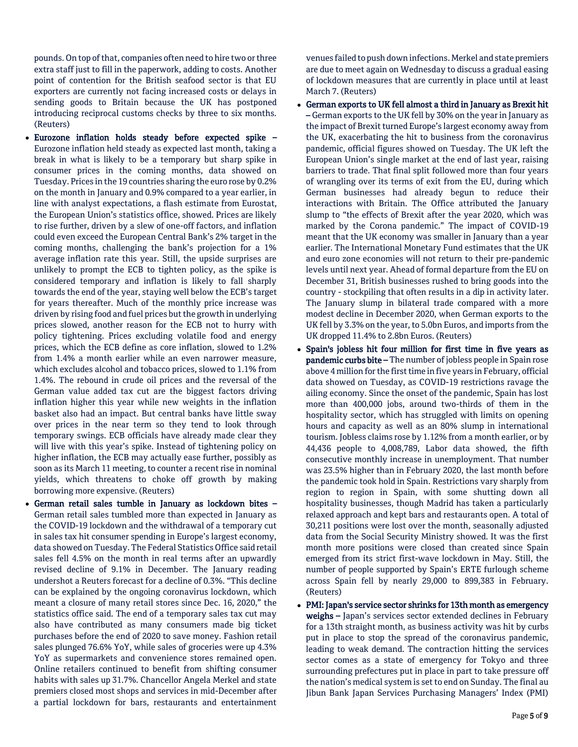pounds. On top of that, companies often need to hire two or three extra staff just to fill in the paperwork, adding to costs. Another point of contention for the British seafood sector is that EU exporters are currently not facing increased costs or delays in sending goods to Britain because the UK has postponed introducing reciprocal customs checks by three to six months. (Reuters)

- **Eurozone inflation holds steady before expected spike –** Eurozone inflation held steady as expected last month, taking a break in what is likely to be a temporary but sharp spike in consumer prices in the coming months, data showed on Tuesday. Prices in the 19 countries sharing the euro rose by 0.2% on the month in January and 0.9% compared to a year earlier, in line with analyst expectations, a flash estimate from Eurostat, the European Union's statistics office, showed. Prices are likely to rise further, driven by a slew of one-off factors, and inflation could even exceed the European Central Bank's 2% target in the coming months, challenging the bank's projection for a 1% average inflation rate this year. Still, the upside surprises are unlikely to prompt the ECB to tighten policy, as the spike is considered temporary and inflation is likely to fall sharply towards the end of the year, staying well below the ECB's target for years thereafter. Much of the monthly price increase was driven by rising food and fuel prices but the growth in underlying prices slowed, another reason for the ECB not to hurry with policy tightening. Prices excluding volatile food and energy prices, which the ECB define as core inflation, slowed to 1.2% from 1.4% a month earlier while an even narrower measure, which excludes alcohol and tobacco prices, slowed to 1.1% from 1.4%. The rebound in crude oil prices and the reversal of the German value added tax cut are the biggest factors driving inflation higher this year while new weights in the inflation basket also had an impact. But central banks have little sway over prices in the near term so they tend to look through temporary swings. ECB officials have already made clear they will live with this year's spike. Instead of tightening policy on higher inflation, the ECB may actually ease further, possibly as soon as its March 11 meeting, to counter a recent rise in nominal yields, which threatens to choke off growth by making borrowing more expensive. (Reuters)
- **German retail sales tumble in January as lockdown bites –** German retail sales tumbled more than expected in January as the COVID-19 lockdown and the withdrawal of a temporary cut in sales tax hit consumer spending in Europe's largest economy, data showed on Tuesday. The Federal Statistics Office said retail sales fell 4.5% on the month in real terms after an upwardly revised decline of 9.1% in December. The January reading undershot a Reuters forecast for a decline of 0.3%. "This decline can be explained by the ongoing coronavirus lockdown, which meant a closure of many retail stores since Dec. 16, 2020," the statistics office said. The end of a temporary sales tax cut may also have contributed as many consumers made big ticket purchases before the end of 2020 to save money. Fashion retail sales plunged 76.6% YoY, while sales of groceries were up 4.3% YoY as supermarkets and convenience stores remained open. Online retailers continued to benefit from shifting consumer habits with sales up 31.7%. Chancellor Angela Merkel and state premiers closed most shops and services in mid-December after a partial lockdown for bars, restaurants and entertainment venues failed to push down infections. Merkel and state premiers are due to meet again on Wednesday to discuss a gradual easing of lockdown measures that are currently in place until at least March 7. (Reuters)
- **German exports to UK fell almost a third in January as Brexit hit –** German exports to the UK fell by 30% on the year in January as the impact of Brexit turned Europe's largest economy away from the UK, exacerbating the hit to business from the coronavirus pandemic, official figures showed on Tuesday. The UK left the European Union's single market at the end of last year, raising barriers to trade. That final split followed more than four years of wrangling over its terms of exit from the EU, during which German businesses had already begun to reduce their interactions with Britain. The Office attributed the January slump to "the effects of Brexit after the year 2020, which was marked by the Corona pandemic." The impact of COVID-19 meant that the UK economy was smaller in January than a year earlier. The International Monetary Fund estimates that the UK and euro zone economies will not return to their pre-pandemic levels until next year. Ahead of formal departure from the EU on December 31, British businesses rushed to bring goods into the country - stockpiling that often results in a dip in activity later. The January slump in bilateral trade compared with a more modest decline in December 2020, when German exports to the UK fell by 3.3% on the year, to 5.0bn Euros, and imports from the UK dropped 11.4% to 2.8bn Euros. (Reuters)
- **Spain's jobless hit four million for first time in five years as pandemic curbs bite –** The number of jobless people in Spain rose above 4 million for the first time in five years in February, official data showed on Tuesday, as COVID-19 restrictions ravage the ailing economy. Since the onset of the pandemic, Spain has lost more than 400,000 jobs, around two-thirds of them in the hospitality sector, which has struggled with limits on opening hours and capacity as well as an 80% slump in international tourism. Jobless claims rose by 1.12% from a month earlier, or by 44,436 people to 4,008,789, Labor data showed, the fifth consecutive monthly increase in unemployment. That number was 23.5% higher than in February 2020, the last month before the pandemic took hold in Spain. Restrictions vary sharply from region to region in Spain, with some shutting down all hospitality businesses, though Madrid has taken a particularly relaxed approach and kept bars and restaurants open. A total of 30,211 positions were lost over the month, seasonally adjusted data from the Social Security Ministry showed. It was the first month more positions were closed than created since Spain emerged from its strict first-wave lockdown in May. Still, the number of people supported by Spain's ERTE furlough scheme across Spain fell by nearly 29,000 to 899,383 in February. (Reuters)
- **PMI: Japan's service sector shrinks for 13th month as emergency weighs –** Japan's services sector extended declines in February for a 13th straight month, as business activity was hit by curbs put in place to stop the spread of the coronavirus pandemic, leading to weak demand. The contraction hitting the services sector comes as a state of emergency for Tokyo and three surrounding prefectures put in place in part to take pressure off the nation's medical system is set to end on Sunday. The final au Jibun Bank Japan Services Purchasing Managers' Index (PMI)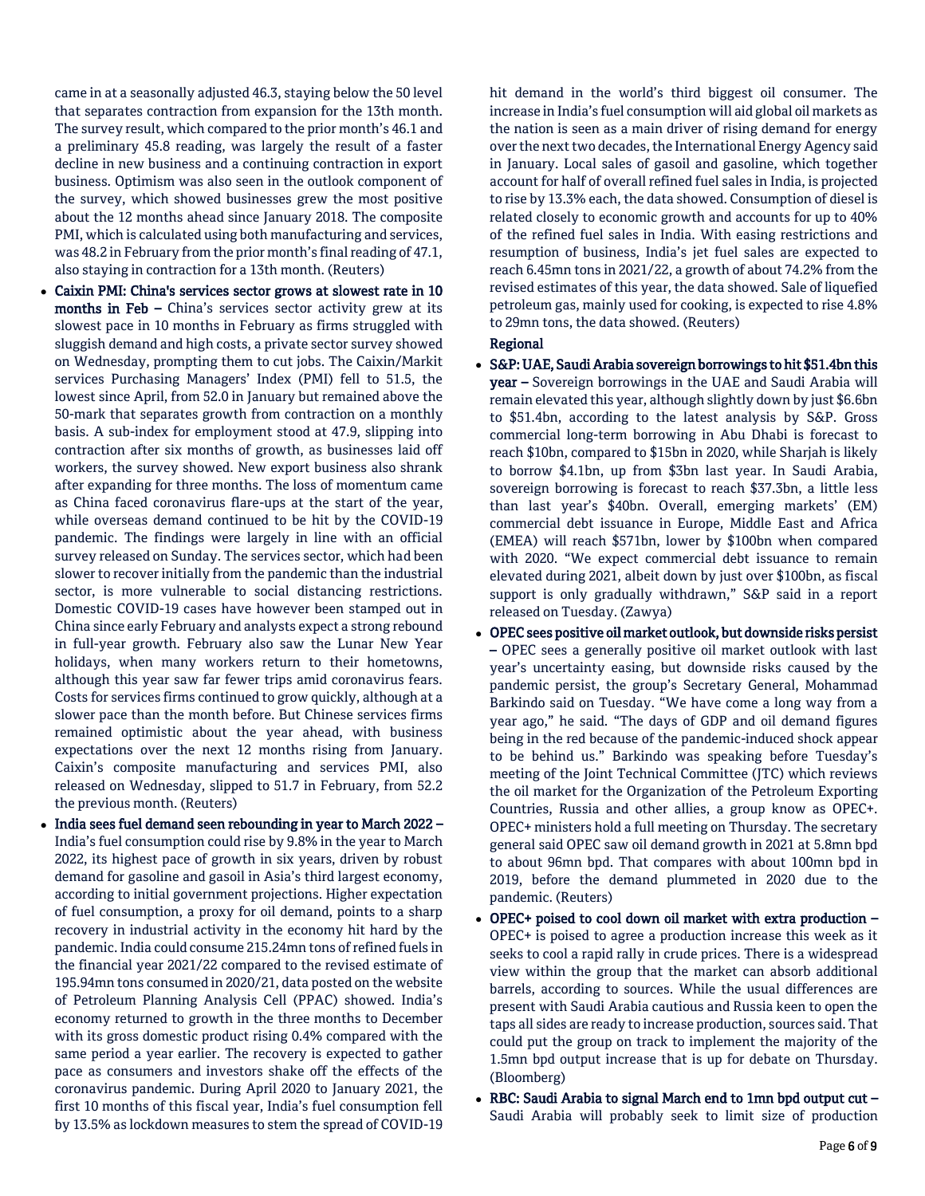came in at a seasonally adjusted 46.3, staying below the 50 level that separates contraction from expansion for the 13th month. The survey result, which compared to the prior month's 46.1 and a preliminary 45.8 reading, was largely the result of a faster decline in new business and a continuing contraction in export business. Optimism was also seen in the outlook component of the survey, which showed businesses grew the most positive about the 12 months ahead since January 2018. The composite PMI, which is calculated using both manufacturing and services, was 48.2 in February from the prior month's final reading of 47.1, also staying in contraction for a 13th month. (Reuters)

- **Caixin PMI: China's services sector grows at slowest rate in 10 months in Feb –** China's services sector activity grew at its slowest pace in 10 months in February as firms struggled with sluggish demand and high costs, a private sector survey showed on Wednesday, prompting them to cut jobs. The Caixin/Markit services Purchasing Managers' Index (PMI) fell to 51.5, the lowest since April, from 52.0 in January but remained above the 50-mark that separates growth from contraction on a monthly basis. A sub-index for employment stood at 47.9, slipping into contraction after six months of growth, as businesses laid off workers, the survey showed. New export business also shrank after expanding for three months. The loss of momentum came as China faced coronavirus flare-ups at the start of the year, while overseas demand continued to be hit by the COVID-19 pandemic. The findings were largely in line with an official survey released on Sunday. The services sector, which had been slower to recover initially from the pandemic than the industrial sector, is more vulnerable to social distancing restrictions. Domestic COVID-19 cases have however been stamped out in China since early February and analysts expect a strong rebound in full-year growth. February also saw the Lunar New Year holidays, when many workers return to their hometowns, although this year saw far fewer trips amid coronavirus fears. Costs for services firms continued to grow quickly, although at a slower pace than the month before. But Chinese services firms remained optimistic about the year ahead, with business expectations over the next 12 months rising from January. Caixin's composite manufacturing and services PMI, also released on Wednesday, slipped to 51.7 in February, from 52.2 the previous month. (Reuters)
- **India sees fuel demand seen rebounding in year to March 2022 –** India's fuel consumption could rise by 9.8% in the year to March 2022, its highest pace of growth in six years, driven by robust demand for gasoline and gasoil in Asia's third largest economy, according to initial government projections. Higher expectation of fuel consumption, a proxy for oil demand, points to a sharp recovery in industrial activity in the economy hit hard by the pandemic. India could consume 215.24mn tons of refined fuels in the financial year 2021/22 compared to the revised estimate of 195.94mn tons consumed in 2020/21, data posted on the website of Petroleum Planning Analysis Cell (PPAC) showed. India's economy returned to growth in the three months to December with its gross domestic product rising 0.4% compared with the same period a year earlier. The recovery is expected to gather pace as consumers and investors shake off the effects of the coronavirus pandemic. During April 2020 to January 2021, the first 10 months of this fiscal year, India's fuel consumption fell by 13.5% as lockdown measures to stem the spread of COVID-19 hit demand in the world's third biggest oil consumer. The increase in India's fuel consumption will aid global oil markets as the nation is seen as a main driver of rising demand for energy over the next two decades, the International Energy Agency said in January. Local sales of gasoil and gasoline, which together account for half of overall refined fuel sales in India, is projected to rise by 13.3% each, the data showed. Consumption of diesel is related closely to economic growth and accounts for up to 40% of the refined fuel sales in India. With easing restrictions and resumption of business, India's jet fuel sales are expected to reach 6.45mn tons in 2021/22, a growth of about 74.2% from the revised estimates of this year, the data showed. Sale of liquefied petroleum gas, mainly used for cooking, is expected to rise 4.8% to 29mn tons, the data showed. (Reuters)

**Regional**

- **S&P: UAE, Saudi Arabia sovereign borrowings to hit $51.4bn this year –** Sovereign borrowings in the UAE and Saudi Arabia will remain elevated this year, although slightly down by just $6.6bn to $51.4bn, according to the latest analysis by S&P. Gross commercial long-term borrowing in Abu Dhabi is forecast to reach $10bn, compared to $15bn in 2020, while Sharjah is likely to borrow $4.1bn, up from $3bn last year. In Saudi Arabia, sovereign borrowing is forecast to reach $37.3bn, a little less than last year's $40bn. Overall, emerging markets' (EM) commercial debt issuance in Europe, Middle East and Africa (EMEA) will reach $571bn, lower by $100bn when compared with 2020. "We expect commercial debt issuance to remain elevated during 2021, albeit down by just over $100bn, as fiscal support is only gradually withdrawn," S&P said in a report released on Tuesday. (Zawya)
- **OPEC sees positive oil market outlook, but downside risks persist –** OPEC sees a generally positive oil market outlook with last year's uncertainty easing, but downside risks caused by the pandemic persist, the group's Secretary General, Mohammad Barkindo said on Tuesday. "We have come a long way from a year ago," he said. "The days of GDP and oil demand figures being in the red because of the pandemic-induced shock appear to be behind us." Barkindo was speaking before Tuesday's meeting of the Joint Technical Committee (JTC) which reviews the oil market for the Organization of the Petroleum Exporting Countries, Russia and other allies, a group know as OPEC+. OPEC+ ministers hold a full meeting on Thursday. The secretary general said OPEC saw oil demand growth in 2021 at 5.8mn bpd to about 96mn bpd. That compares with about 100mn bpd in 2019, before the demand plummeted in 2020 due to the pandemic. (Reuters)
- **OPEC+ poised to cool down oil market with extra production –** OPEC+ is poised to agree a production increase this week as it seeks to cool a rapid rally in crude prices. There is a widespread view within the group that the market can absorb additional barrels, according to sources. While the usual differences are present with Saudi Arabia cautious and Russia keen to open the taps all sides are ready to increase production, sources said. That could put the group on track to implement the majority of the 1.5mn bpd output increase that is up for debate on Thursday. (Bloomberg)
- **RBC: Saudi Arabia to signal March end to 1mn bpd output cut –** Saudi Arabia will probably seek to limit size of production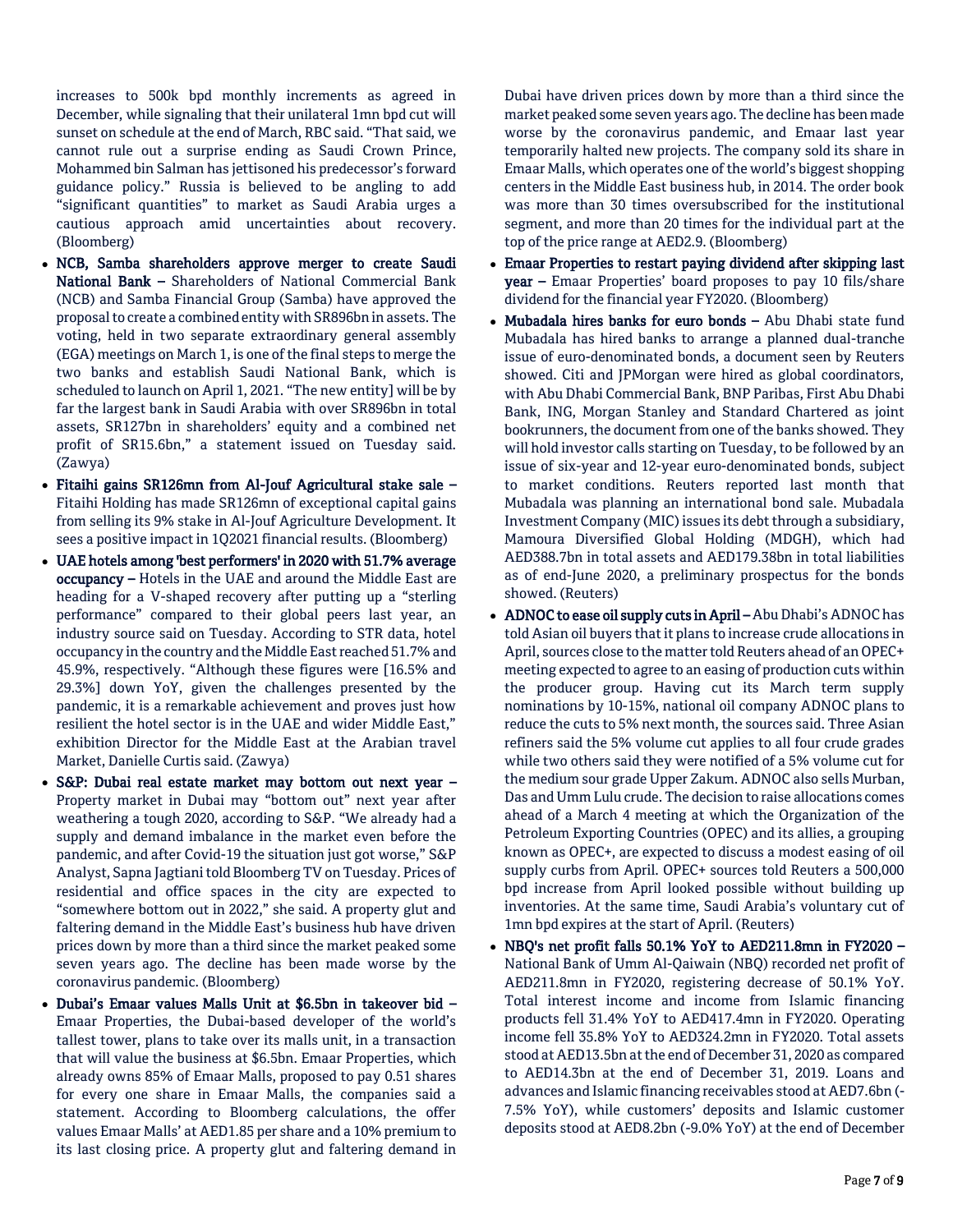increases to 500k bpd monthly increments as agreed in December, while signaling that their unilateral 1mn bpd cut will sunset on schedule at the end of March, RBC said. “That said, we cannot rule out a surprise ending as Saudi Crown Prince, Mohammed bin Salman has jettisoned his predecessor’s forward guidance policy.” Russia is believed to be angling to add “significant quantities” to market as Saudi Arabia urges a cautious approach amid uncertainties about recovery. (Bloomberg)

- **NCB, Samba shareholders approve merger to create Saudi National Bank –** Shareholders of National Commercial Bank (NCB) and Samba Financial Group (Samba) have approved the proposal to create a combined entity with SR896bn in assets. The voting, held in two separate extraordinary general assembly (EGA) meetings on March 1, is one of the final steps to merge the two banks and establish Saudi National Bank, which is scheduled to launch on April 1, 2021. “The new entity] will be by far the largest bank in Saudi Arabia with over SR896bn in total assets, SR127bn in shareholders’ equity and a combined net profit of SR15.6bn,” a statement issued on Tuesday said. (Zawya)
- **Fitaihi gains SR126mn from Al-Jouf Agricultural stake sale –** Fitaihi Holding has made SR126mn of exceptional capital gains from selling its 9% stake in Al-Jouf Agriculture Development. It sees a positive impact in 1Q2021 financial results. (Bloomberg)
- **UAE hotels among 'best performers' in 2020 with 51.7% average occupancy –** Hotels in the UAE and around the Middle East are heading for a V-shaped recovery after putting up a “sterling performance” compared to their global peers last year, an industry source said on Tuesday. According to STR data, hotel occupancy in the country and the Middle East reached 51.7% and 45.9%, respectively. “Although these figures were [16.5% and 29.3%] down YoY, given the challenges presented by the pandemic, it is a remarkable achievement and proves just how resilient the hotel sector is in the UAE and wider Middle East,” exhibition Director for the Middle East at the Arabian travel Market, Danielle Curtis said. (Zawya)
- **S&P: Dubai real estate market may bottom out next year –** Property market in Dubai may “bottom out” next year after weathering a tough 2020, according to S&P. “We already had a supply and demand imbalance in the market even before the pandemic, and after Covid-19 the situation just got worse,” S&P Analyst, Sapna Jagtiani told Bloomberg TV on Tuesday. Prices of residential and office spaces in the city are expected to “somewhere bottom out in 2022,” she said. A property glut and faltering demand in the Middle East’s business hub have driven prices down by more than a third since the market peaked some seven years ago. The decline has been made worse by the coronavirus pandemic. (Bloomberg)
- **Dubai’s Emaar values Malls Unit at $6.5bn in takeover bid –** Emaar Properties, the Dubai-based developer of the world’s tallest tower, plans to take over its malls unit, in a transaction that will value the business at $6.5bn. Emaar Properties, which already owns 85% of Emaar Malls, proposed to pay 0.51 shares for every one share in Emaar Malls, the companies said a statement. According to Bloomberg calculations, the offer values Emaar Malls’ at AED1.85 per share and a 10% premium to its last closing price. A property glut and faltering demand in Dubai have driven prices down by more than a third since the market peaked some seven years ago. The decline has been made worse by the coronavirus pandemic, and Emaar last year temporarily halted new projects. The company sold its share in Emaar Malls, which operates one of the world’s biggest shopping centers in the Middle East business hub, in 2014. The order book was more than 30 times oversubscribed for the institutional segment, and more than 20 times for the individual part at the top of the price range at AED2.9. (Bloomberg)
- **Emaar Properties to restart paying dividend after skipping last year –** Emaar Properties’ board proposes to pay 10 fils/share dividend for the financial year FY2020. (Bloomberg)
- **Mubadala hires banks for euro bonds –** Abu Dhabi state fund Mubadala has hired banks to arrange a planned dual-tranche issue of euro-denominated bonds, a document seen by Reuters showed. Citi and JPMorgan were hired as global coordinators, with Abu Dhabi Commercial Bank, BNP Paribas, First Abu Dhabi Bank, ING, Morgan Stanley and Standard Chartered as joint bookrunners, the document from one of the banks showed. They will hold investor calls starting on Tuesday, to be followed by an issue of six-year and 12-year euro-denominated bonds, subject to market conditions. Reuters reported last month that Mubadala was planning an international bond sale. Mubadala Investment Company (MIC) issues its debt through a subsidiary, Mamoura Diversified Global Holding (MDGH), which had AED388.7bn in total assets and AED179.38bn in total liabilities as of end-June 2020, a preliminary prospectus for the bonds showed. (Reuters)
- **ADNOC to ease oil supply cuts in April –** Abu Dhabi’s ADNOC has told Asian oil buyers that it plans to increase crude allocations in April, sources close to the matter told Reuters ahead of an OPEC+ meeting expected to agree to an easing of production cuts within the producer group. Having cut its March term supply nominations by 10-15%, national oil company ADNOC plans to reduce the cuts to 5% next month, the sources said. Three Asian refiners said the 5% volume cut applies to all four crude grades while two others said they were notified of a 5% volume cut for the medium sour grade Upper Zakum. ADNOC also sells Murban, Das and Umm Lulu crude. The decision to raise allocations comes ahead of a March 4 meeting at which the Organization of the Petroleum Exporting Countries (OPEC) and its allies, a grouping known as OPEC+, are expected to discuss a modest easing of oil supply curbs from April. OPEC+ sources told Reuters a 500,000 bpd increase from April looked possible without building up inventories. At the same time, Saudi Arabia’s voluntary cut of 1mn bpd expires at the start of April. (Reuters)
- **NBQ's net profit falls 50.1% YoY to AED211.8mn in FY2020 –** National Bank of Umm Al-Qaiwain (NBQ) recorded net profit of AED211.8mn in FY2020, registering decrease of 50.1% YoY. Total interest income and income from Islamic financing products fell 31.4% YoY to AED417.4mn in FY2020. Operating income fell 35.8% YoY to AED324.2mn in FY2020. Total assets stood at AED13.5bn at the end of December 31, 2020 as compared to AED14.3bn at the end of December 31, 2019. Loans and advances and Islamic financing receivables stood at AED7.6bn (-7.5% YoY), while customers' deposits and Islamic customer deposits stood at AED8.2bn (-9.0% YoY) at the end of December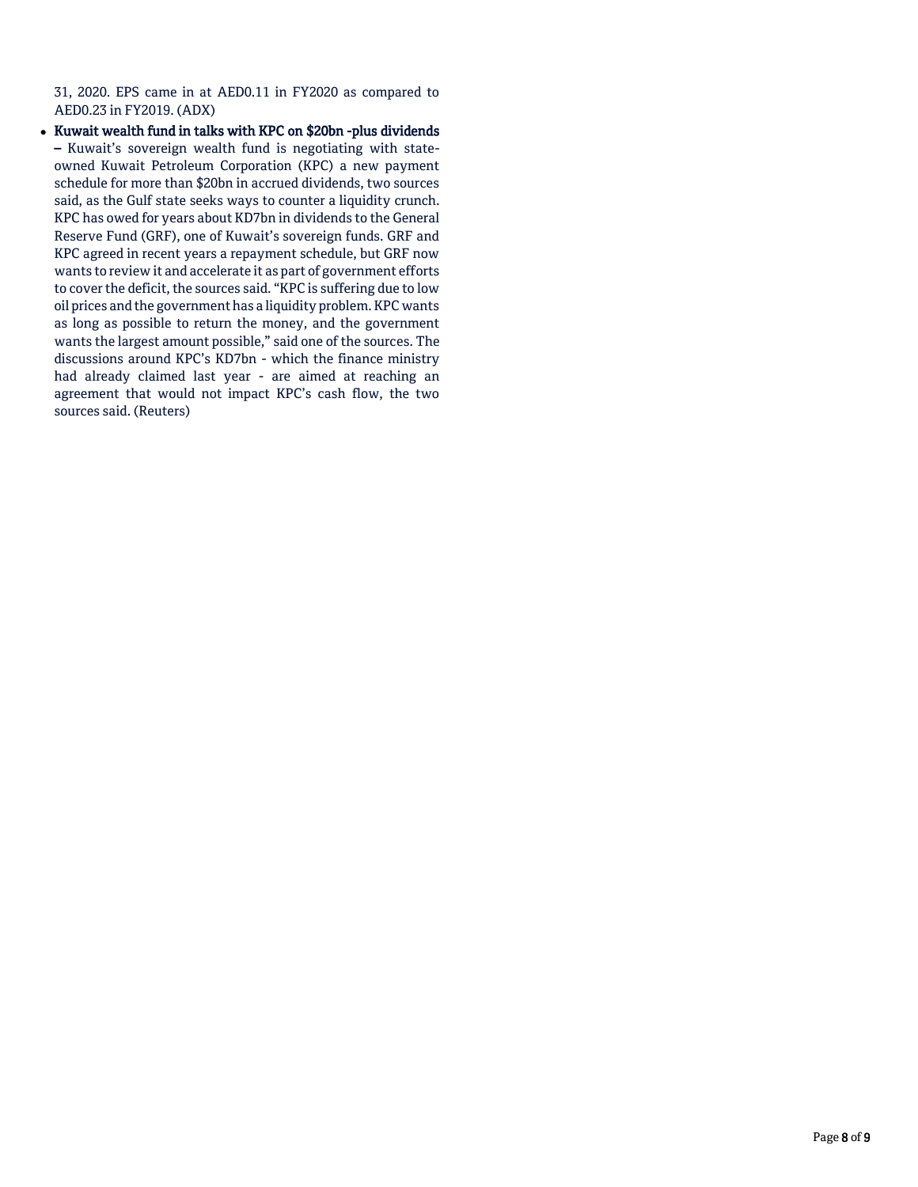31, 2020. EPS came in at AED0.11 in FY2020 as compared to AED0.23 in FY2019. (ADX)

- **Kuwait wealth fund in talks with KPC on $20bn -plus dividends –** Kuwait's sovereign wealth fund is negotiating with state-owned Kuwait Petroleum Corporation (KPC) a new payment schedule for more than $20bn in accrued dividends, two sources said, as the Gulf state seeks ways to counter a liquidity crunch. KPC has owed for years about KD7bn in dividends to the General Reserve Fund (GRF), one of Kuwait's sovereign funds. GRF and KPC agreed in recent years a repayment schedule, but GRF now wants to review it and accelerate it as part of government efforts to cover the deficit, the sources said. "KPC is suffering due to low oil prices and the government has a liquidity problem. KPC wants as long as possible to return the money, and the government wants the largest amount possible," said one of the sources. The discussions around KPC's KD7bn - which the finance ministry had already claimed last year - are aimed at reaching an agreement that would not impact KPC's cash flow, the two sources said. (Reuters)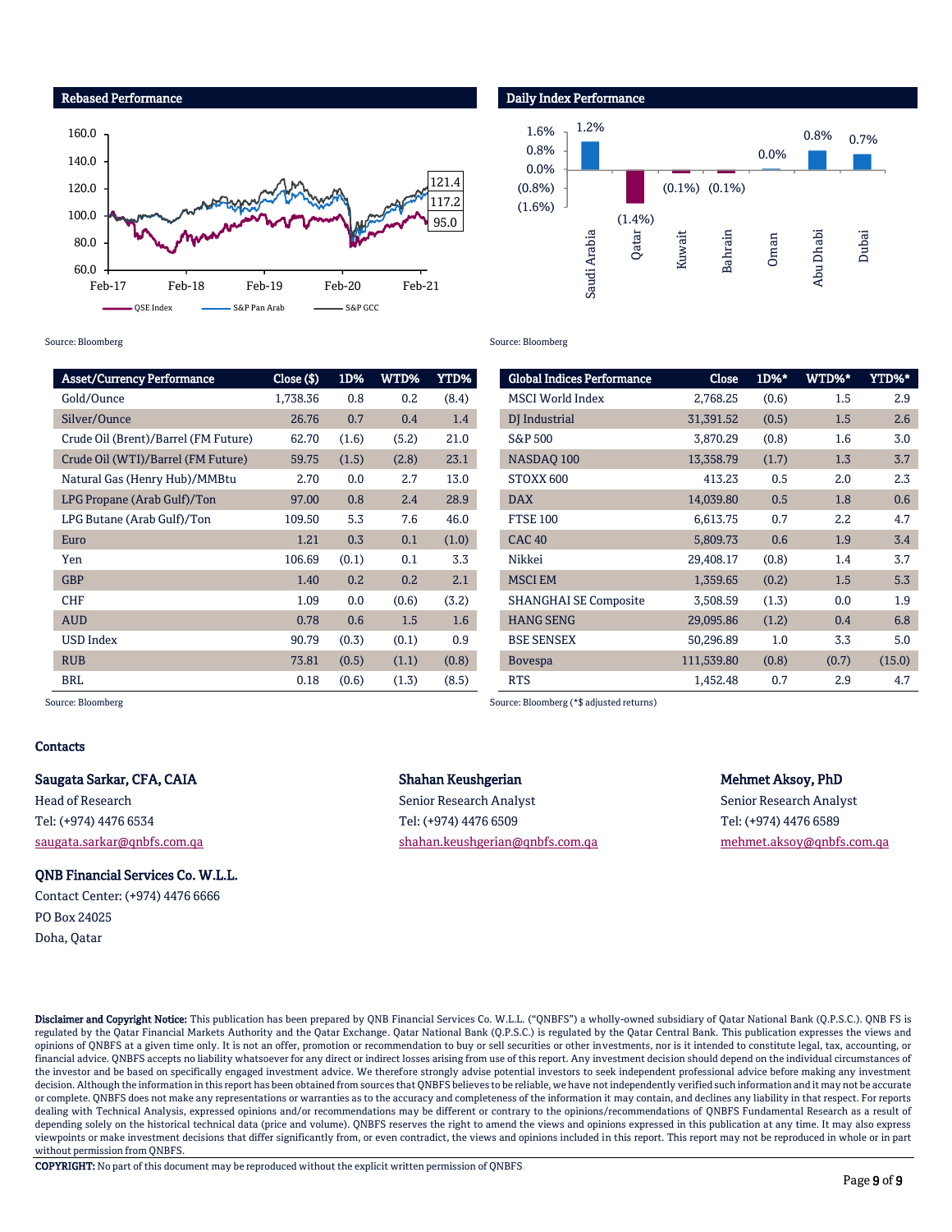**Rebased Performance**

160.0
140.0
120.0
100.0
80.0
60.0

Feb-17 Feb-18 Feb-19 Feb-20 Feb-21

121.4
117.2
95.0

QSE Index — S&P Pan Arab — S&P GCC

Source: Bloomberg

**Daily Index Performance**

1.6%
0.8%
0.0%
(0.8%)
(1.6%)

1.2% (1.4%) (0.1%) (0.1%) 0.0% 0.8% 0.7%

Saudi Arabia Qatar Kuwait Bahrain Oman Abu Dhabi Dubai

Source: Bloomberg

| Asset/Currency Performance | Close ($) | 1D% | WTD% | YTD% |
|---|---|---|---|---|
| Gold/Ounce | 1,738.36 | 0.8 | 0.2 | (8.4) |
| Silver/Ounce | 26.76 | 0.7 | 0.4 | 1.4 |
| Crude Oil (Brent)/Barrel (FM Future) | 62.70 | (1.6) | (5.2) | 21.0 |
| Crude Oil (WTI)/Barrel (FM Future) | 59.75 | (1.5) | (2.8) | 23.1 |
| Natural Gas (Henry Hub)/MMBtu | 2.70 | 0.0 | 2.7 | 13.0 |
| LPG Propane (Arab Gulf)/Ton | 97.00 | 0.8 | 2.4 | 28.9 |
| LPG Butane (Arab Gulf)/Ton | 109.50 | 5.3 | 7.6 | 46.0 |
| Euro | 1.21 | 0.3 | 0.1 | (1.0) |
| Yen | 106.69 | (0.1) | 0.1 | 3.3 |
| GBP | 1.40 | 0.2 | 0.2 | 2.1 |
| CHF | 1.09 | 0.0 | (0.6) | (3.2) |
| AUD | 0.78 | 0.6 | 1.5 | 1.6 |
| USD Index | 90.79 | (0.3) | (0.1) | 0.9 |
| RUB | 73.81 | (0.5) | (1.1) | (0.8) |
| BRL | 0.18 | (0.6) | (1.3) | (8.5) |

Source: Bloomberg

| Global Indices Performance | Close | 1D%* | WTD%* | YTD%* |
|---|---|---|---|---|
| MSCI World Index | 2,768.25 | (0.6) | 1.5 | 2.9 |
| DJ Industrial | 31,391.52 | (0.5) | 1.5 | 2.6 |
| S&P 500 | 3,870.29 | (0.8) | 1.6 | 3.0 |
| NASDAQ 100 | 13,358.79 | (1.7) | 1.3 | 3.7 |
| STOXX 600 | 413.23 | 0.5 | 2.0 | 2.3 |
| DAX | 14,039.80 | 0.5 | 1.8 | 0.6 |
| FTSE 100 | 6,613.75 | 0.7 | 2.2 | 4.7 |
| CAC 40 | 5,809.73 | 0.6 | 1.9 | 3.4 |
| Nikkei | 29,408.17 | (0.8) | 1.4 | 3.7 |
| MSCI EM | 1,359.65 | (0.2) | 1.5 | 5.3 |
| SHANGHAI SE Composite | 3,508.59 | (1.3) | 0.0 | 1.9 |
| HANG SENG | 29,095.86 | (1.2) | 0.4 | 6.8 |
| BSE SENSEX | 50,296.89 | 1.0 | 3.3 | 5.0 |
| Bovespa | 111,539.80 | (0.8) | (0.7) | (15.0) |
| RTS | 1,452.48 | 0.7 | 2.9 | 4.7 |

Source: Bloomberg (*$ adjusted returns)

## Contacts

**Saugata Sarkar, CFA, CAIA**
Head of Research
Tel: (+974) 4476 6534
saugata.sarkar@qnbfs.com.qa

**Shahan Keushgerian**
Senior Research Analyst
Tel: (+974) 4476 6509
shahan.keushgerian@qnbfs.com.qa

**Mehmet Aksoy, PhD**
Senior Research Analyst
Tel: (+974) 4476 6589
mehmet.aksoy@qnbfs.com.qa

**QNB Financial Services Co. W.L.L.**
Contact Center: (+974) 4476 6666
PO Box 24025
Doha, Qatar

**Disclaimer and Copyright Notice:** This publication has been prepared by QNB Financial Services Co. W.L.L. ("QNBFS") a wholly-owned subsidiary of Qatar National Bank (Q.P.S.C.). QNB FS is regulated by the Qatar Financial Markets Authority and the Qatar Exchange. Qatar National Bank (Q.P.S.C.) is regulated by the Qatar Central Bank. This publication expresses the views and opinions of QNBFS at a given time only. It is not an offer, promotion or recommendation to buy or sell securities or other investments, nor is it intended to constitute legal, tax, accounting, or financial advice. QNBFS accepts no liability whatsoever for any direct or indirect losses arising from use of this report. Any investment decision should depend on the individual circumstances of the investor and be based on specifically engaged investment advice. We therefore strongly advise potential investors to seek independent professional advice before making any investment decision. Although the information in this report has been obtained from sources that QNBFS believes to be reliable, we have not independently verified such information and it may not be accurate or complete. QNBFS does not make any representations or warranties as to the accuracy and completeness of the information it may contain, and declines any liability in that respect. For reports dealing with Technical Analysis, expressed opinions and/or recommendations may be different or contrary to the opinions/recommendations of QNBFS Fundamental Research as a result of depending solely on the historical technical data (price and volume). QNBFS reserves the right to amend the views and opinions expressed in this publication at any time. It may also express viewpoints or make investment decisions that differ significantly from, or even contradict, the views and opinions included in this report. This report may not be reproduced in whole or in part without permission from QNBFS.

**COPYRIGHT:** No part of this document may be reproduced without the explicit written permission of QNBFS